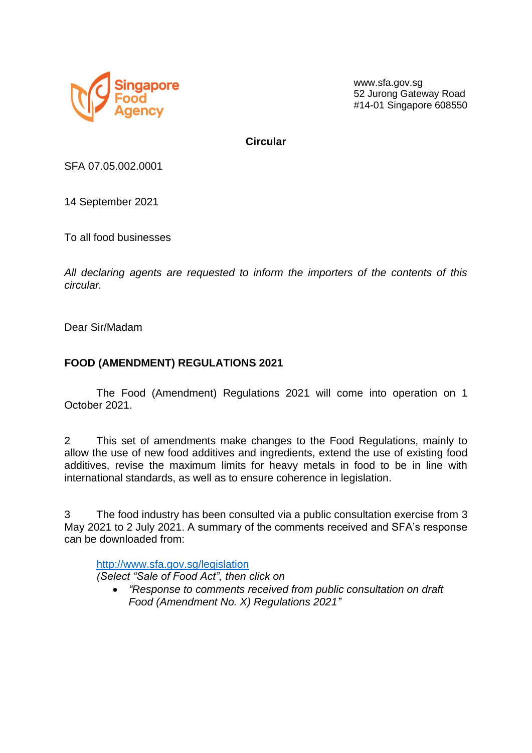Singapore Food Agency

www.sfa.gov.sg
52 Jurong Gateway Road
#14-01 Singapore 608550

**Circular**

SFA 07.05.002.0001

14 September 2021

To all food businesses

*All declaring agents are requested to inform the importers of the contents of this circular.*

Dear Sir/Madam

**FOOD (AMENDMENT) REGULATIONS 2021**

The Food (Amendment) Regulations 2021 will come into operation on 1 October 2021.

2 This set of amendments make changes to the Food Regulations, mainly to allow the use of new food additives and ingredients, extend the use of existing food additives, revise the maximum limits for heavy metals in food to be in line with international standards, as well as to ensure coherence in legislation.

3 The food industry has been consulted via a public consultation exercise from 3 May 2021 to 2 July 2021. A summary of the comments received and SFA's response can be downloaded from:

[http://www.sfa.gov.sg/legislation](http://www.sfa.gov.sg/legislation)
*(Select "Sale of Food Act", then click on*

- *"Response to comments received from public consultation on draft Food (Amendment No. X) Regulations 2021"*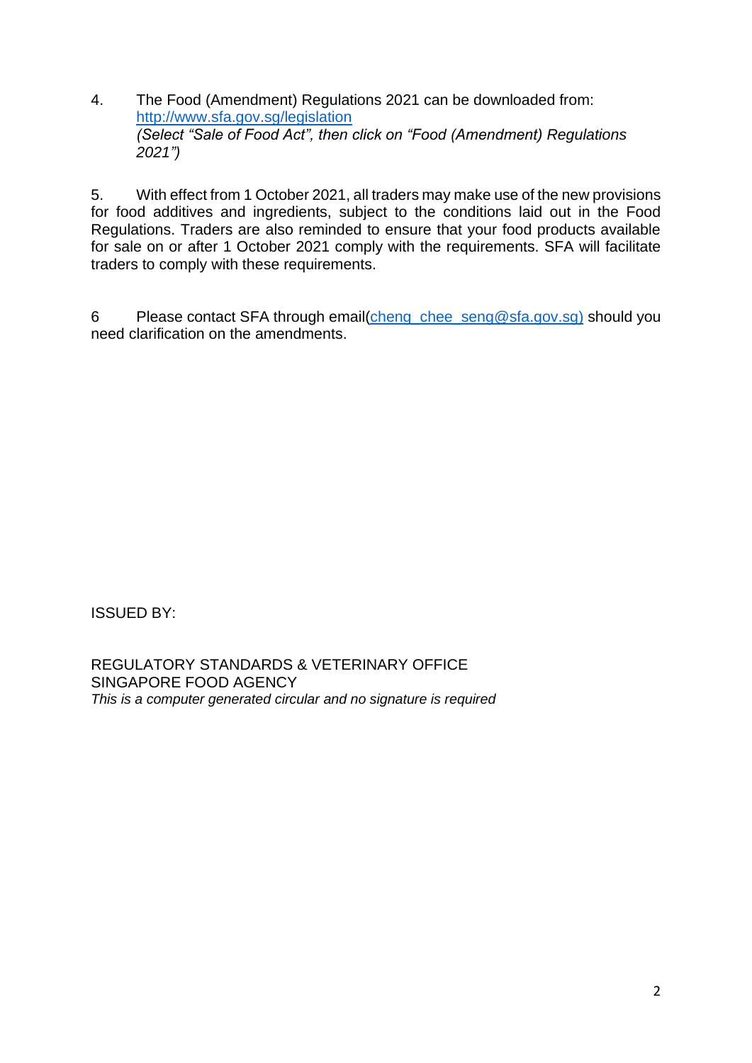4. The Food (Amendment) Regulations 2021 can be downloaded from: [http://www.sfa.gov.sg/legislation](http://www.sfa.gov.sg/legislation)
   *(Select "Sale of Food Act", then click on "Food (Amendment) Regulations 2021")*

5. With effect from 1 October 2021, all traders may make use of the new provisions for food additives and ingredients, subject to the conditions laid out in the Food Regulations. Traders are also reminded to ensure that your food products available for sale on or after 1 October 2021 comply with the requirements. SFA will facilitate traders to comply with these requirements.

6 Please contact SFA through email(cheng_chee_seng@sfa.gov.sg) should you need clarification on the amendments.

ISSUED BY:

REGULATORY STANDARDS & VETERINARY OFFICE
SINGAPORE FOOD AGENCY
*This is a computer generated circular and no signature is required*